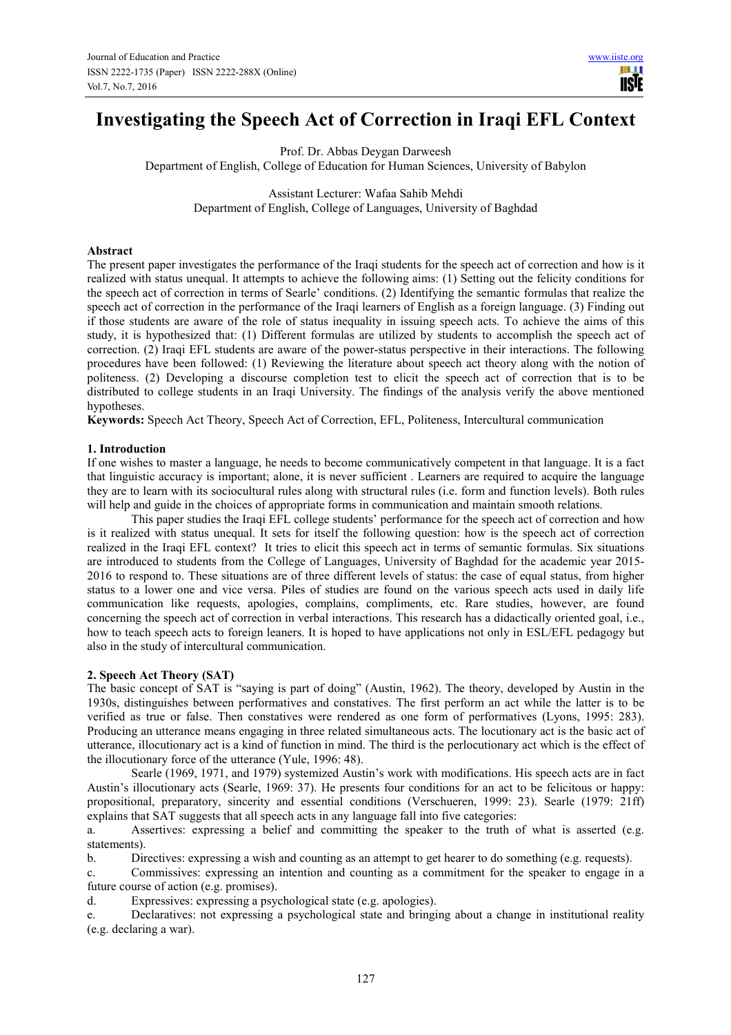# Investigating the Speech Act of Correction in Iraqi EFL Context

Prof. Dr. Abbas Deygan Darweesh
Department of English, College of Education for Human Sciences, University of Babylon

Assistant Lecturer: Wafaa Sahib Mehdi
Department of English, College of Languages, University of Baghdad

## Abstract

The present paper investigates the performance of the Iraqi students for the speech act of correction and how is it realized with status unequal. It attempts to achieve the following aims: (1) Setting out the felicity conditions for the speech act of correction in terms of Searle' conditions. (2) Identifying the semantic formulas that realize the speech act of correction in the performance of the Iraqi learners of English as a foreign language. (3) Finding out if those students are aware of the role of status inequality in issuing speech acts. To achieve the aims of this study, it is hypothesized that: (1) Different formulas are utilized by students to accomplish the speech act of correction. (2) Iraqi EFL students are aware of the power-status perspective in their interactions. The following procedures have been followed: (1) Reviewing the literature about speech act theory along with the notion of politeness. (2) Developing a discourse completion test to elicit the speech act of correction that is to be distributed to college students in an Iraqi University. The findings of the analysis verify the above mentioned hypotheses.

**Keywords:** Speech Act Theory, Speech Act of Correction, EFL, Politeness, Intercultural communication

## 1. Introduction

If one wishes to master a language, he needs to become communicatively competent in that language. It is a fact that linguistic accuracy is important; alone, it is never sufficient . Learners are required to acquire the language they are to learn with its sociocultural rules along with structural rules (i.e. form and function levels). Both rules will help and guide in the choices of appropriate forms in communication and maintain smooth relations.

This paper studies the Iraqi EFL college students' performance for the speech act of correction and how is it realized with status unequal. It sets for itself the following question: how is the speech act of correction realized in the Iraqi EFL context? It tries to elicit this speech act in terms of semantic formulas. Six situations are introduced to students from the College of Languages, University of Baghdad for the academic year 2015-2016 to respond to. These situations are of three different levels of status: the case of equal status, from higher status to a lower one and vice versa. Piles of studies are found on the various speech acts used in daily life communication like requests, apologies, complains, compliments, etc. Rare studies, however, are found concerning the speech act of correction in verbal interactions. This research has a didactically oriented goal, i.e., how to teach speech acts to foreign leaners. It is hoped to have applications not only in ESL/EFL pedagogy but also in the study of intercultural communication.

## 2. Speech Act Theory (SAT)

The basic concept of SAT is "saying is part of doing" (Austin, 1962). The theory, developed by Austin in the 1930s, distinguishes between performatives and constatives. The first perform an act while the latter is to be verified as true or false. Then constatives were rendered as one form of performatives (Lyons, 1995: 283). Producing an utterance means engaging in three related simultaneous acts. The locutionary act is the basic act of utterance, illocutionary act is a kind of function in mind. The third is the perlocutionary act which is the effect of the illocutionary force of the utterance (Yule, 1996: 48).

Searle (1969, 1971, and 1979) systemized Austin's work with modifications. His speech acts are in fact Austin's illocutionary acts (Searle, 1969: 37). He presents four conditions for an act to be felicitous or happy: propositional, preparatory, sincerity and essential conditions (Verschueren, 1999: 23). Searle (1979: 21ff) explains that SAT suggests that all speech acts in any language fall into five categories:

a. Assertives: expressing a belief and committing the speaker to the truth of what is asserted (e.g. statements).

b. Directives: expressing a wish and counting as an attempt to get hearer to do something (e.g. requests).

c. Commissives: expressing an intention and counting as a commitment for the speaker to engage in a future course of action (e.g. promises).

d. Expressives: expressing a psychological state (e.g. apologies).

e. Declaratives: not expressing a psychological state and bringing about a change in institutional reality (e.g. declaring a war).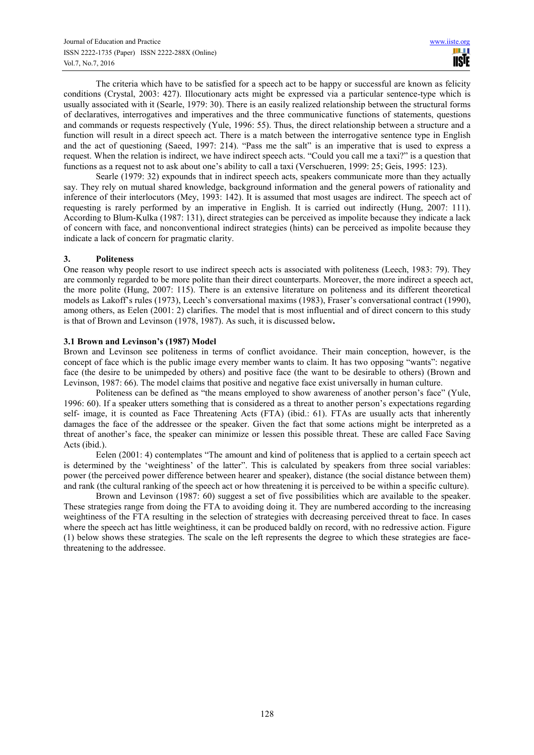The criteria which have to be satisfied for a speech act to be happy or successful are known as felicity conditions (Crystal, 2003: 427). Illocutionary acts might be expressed via a particular sentence-type which is usually associated with it (Searle, 1979: 30). There is an easily realized relationship between the structural forms of declaratives, interrogatives and imperatives and the three communicative functions of statements, questions and commands or requests respectively (Yule, 1996: 55). Thus, the direct relationship between a structure and a function will result in a direct speech act. There is a match between the interrogative sentence type in English and the act of questioning (Saeed, 1997: 214). "Pass me the salt" is an imperative that is used to express a request. When the relation is indirect, we have indirect speech acts. "Could you call me a taxi?" is a question that functions as a request not to ask about one's ability to call a taxi (Verschueren, 1999: 25; Geis, 1995: 123).

Searle (1979: 32) expounds that in indirect speech acts, speakers communicate more than they actually say. They rely on mutual shared knowledge, background information and the general powers of rationality and inference of their interlocutors (Mey, 1993: 142). It is assumed that most usages are indirect. The speech act of requesting is rarely performed by an imperative in English. It is carried out indirectly (Hung, 2007: 111). According to Blum-Kulka (1987: 131), direct strategies can be perceived as impolite because they indicate a lack of concern with face, and nonconventional indirect strategies (hints) can be perceived as impolite because they indicate a lack of concern for pragmatic clarity.

## 3. Politeness

One reason why people resort to use indirect speech acts is associated with politeness (Leech, 1983: 79). They are commonly regarded to be more polite than their direct counterparts. Moreover, the more indirect a speech act, the more polite (Hung, 2007: 115). There is an extensive literature on politeness and its different theoretical models as Lakoff's rules (1973), Leech's conversational maxims (1983), Fraser's conversational contract (1990), among others, as Eelen (2001: 2) clarifies. The model that is most influential and of direct concern to this study is that of Brown and Levinson (1978, 1987). As such, it is discussed below**.**

### 3.1 Brown and Levinson's (1987) Model

Brown and Levinson see politeness in terms of conflict avoidance. Their main conception, however, is the concept of face which is the public image every member wants to claim. It has two opposing "wants": negative face (the desire to be unimpeded by others) and positive face (the want to be desirable to others) (Brown and Levinson, 1987: 66). The model claims that positive and negative face exist universally in human culture.

Politeness can be defined as "the means employed to show awareness of another person's face" (Yule, 1996: 60). If a speaker utters something that is considered as a threat to another person's expectations regarding self- image, it is counted as Face Threatening Acts (FTA) (ibid.: 61). FTAs are usually acts that inherently damages the face of the addressee or the speaker. Given the fact that some actions might be interpreted as a threat of another's face, the speaker can minimize or lessen this possible threat. These are called Face Saving Acts (ibid.).

Eelen (2001: 4) contemplates "The amount and kind of politeness that is applied to a certain speech act is determined by the 'weightiness' of the latter". This is calculated by speakers from three social variables: power (the perceived power difference between hearer and speaker), distance (the social distance between them) and rank (the cultural ranking of the speech act or how threatening it is perceived to be within a specific culture).

Brown and Levinson (1987: 60) suggest a set of five possibilities which are available to the speaker. These strategies range from doing the FTA to avoiding doing it. They are numbered according to the increasing weightiness of the FTA resulting in the selection of strategies with decreasing perceived threat to face. In cases where the speech act has little weightiness, it can be produced baldly on record, with no redressive action. Figure (1) below shows these strategies. The scale on the left represents the degree to which these strategies are face-threatening to the addressee.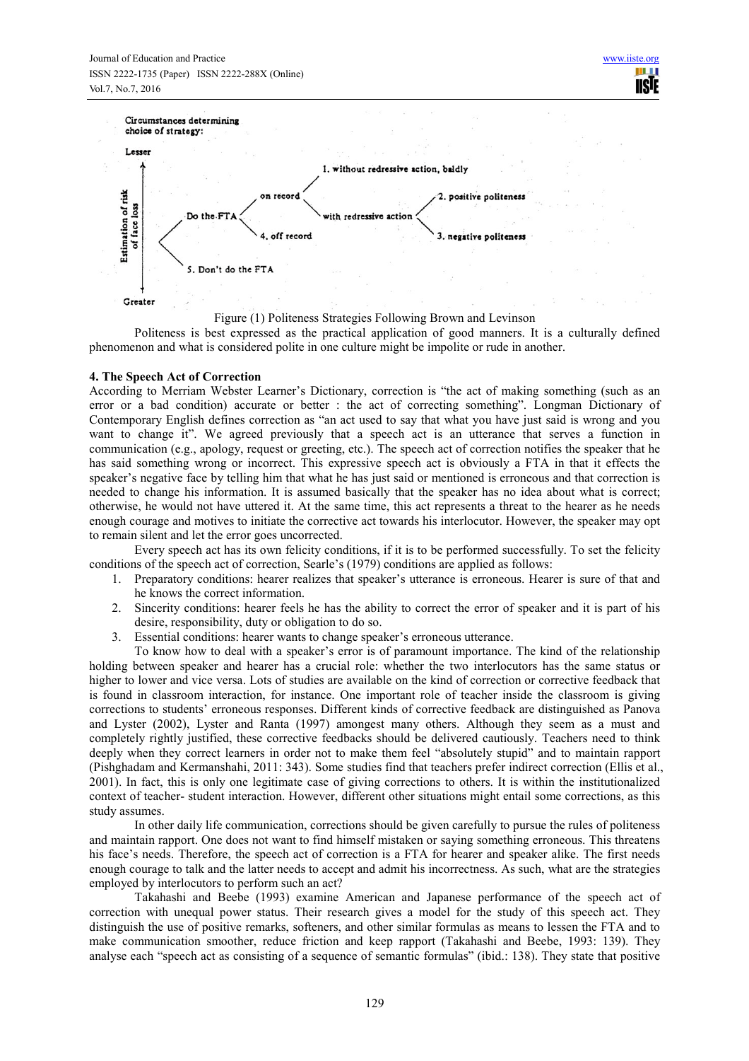Circumstances determining choice of strategy:

Lesser

Estimation of risk of face loss

Greater

- Do the FTA
  - on record
    - 1. without redressive action, baldly
    - with redressive action
      - 2. positive politeness
      - 3. negative politeness
  - 4. off record
- 5. Don't do the FTA

Figure (1) Politeness Strategies Following Brown and Levinson

Politeness is best expressed as the practical application of good manners. It is a culturally defined phenomenon and what is considered polite in one culture might be impolite or rude in another.

## 4. The Speech Act of Correction

According to Merriam Webster Learner's Dictionary, correction is "the act of making something (such as an error or a bad condition) accurate or better : the act of correcting something". Longman Dictionary of Contemporary English defines correction as "an act used to say that what you have just said is wrong and you want to change it". We agreed previously that a speech act is an utterance that serves a function in communication (e.g., apology, request or greeting, etc.). The speech act of correction notifies the speaker that he has said something wrong or incorrect. This expressive speech act is obviously a FTA in that it effects the speaker's negative face by telling him that what he has just said or mentioned is erroneous and that correction is needed to change his information. It is assumed basically that the speaker has no idea about what is correct; otherwise, he would not have uttered it. At the same time, this act represents a threat to the hearer as he needs enough courage and motives to initiate the corrective act towards his interlocutor. However, the speaker may opt to remain silent and let the error goes uncorrected.

Every speech act has its own felicity conditions, if it is to be performed successfully. To set the felicity conditions of the speech act of correction, Searle's (1979) conditions are applied as follows:

1. Preparatory conditions: hearer realizes that speaker's utterance is erroneous. Hearer is sure of that and he knows the correct information.
2. Sincerity conditions: hearer feels he has the ability to correct the error of speaker and it is part of his desire, responsibility, duty or obligation to do so.
3. Essential conditions: hearer wants to change speaker's erroneous utterance.

To know how to deal with a speaker's error is of paramount importance. The kind of the relationship holding between speaker and hearer has a crucial role: whether the two interlocutors has the same status or higher to lower and vice versa. Lots of studies are available on the kind of correction or corrective feedback that is found in classroom interaction, for instance. One important role of teacher inside the classroom is giving corrections to students' erroneous responses. Different kinds of corrective feedback are distinguished as Panova and Lyster (2002), Lyster and Ranta (1997) amongest many others. Although they seem as a must and completely rightly justified, these corrective feedbacks should be delivered cautiously. Teachers need to think deeply when they correct learners in order not to make them feel "absolutely stupid" and to maintain rapport (Pishghadam and Kermanshahi, 2011: 343). Some studies find that teachers prefer indirect correction (Ellis et al., 2001). In fact, this is only one legitimate case of giving corrections to others. It is within the institutionalized context of teacher- student interaction. However, different other situations might entail some corrections, as this study assumes.

In other daily life communication, corrections should be given carefully to pursue the rules of politeness and maintain rapport. One does not want to find himself mistaken or saying something erroneous. This threatens his face's needs. Therefore, the speech act of correction is a FTA for hearer and speaker alike. The first needs enough courage to talk and the latter needs to accept and admit his incorrectness. As such, what are the strategies employed by interlocutors to perform such an act?

Takahashi and Beebe (1993) examine American and Japanese performance of the speech act of correction with unequal power status. Their research gives a model for the study of this speech act. They distinguish the use of positive remarks, softeners, and other similar formulas as means to lessen the FTA and to make communication smoother, reduce friction and keep rapport (Takahashi and Beebe, 1993: 139). They analyse each "speech act as consisting of a sequence of semantic formulas" (ibid.: 138). They state that positive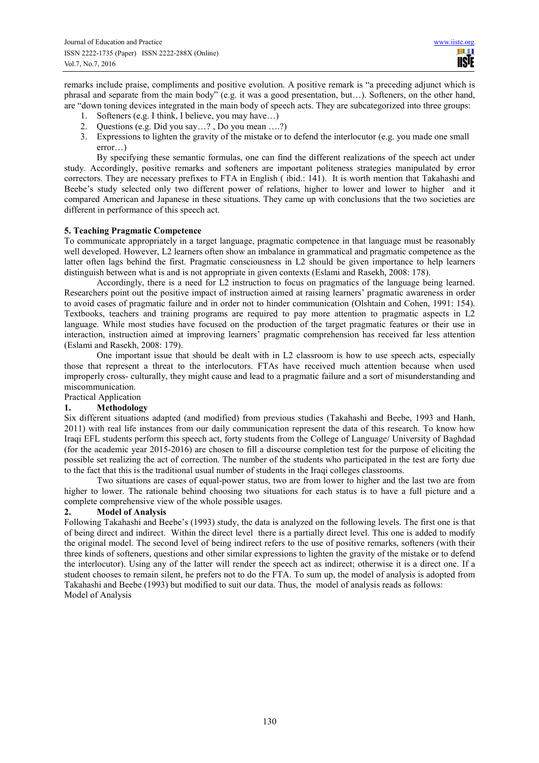remarks include praise, compliments and positive evolution. A positive remark is "a preceding adjunct which is phrasal and separate from the main body" (e.g. it was a good presentation, but…). Softeners, on the other hand, are "down toning devices integrated in the main body of speech acts. They are subcategorized into three groups:

1. Softeners (e.g. I think, I believe, you may have…)
2. Questions (e.g. Did you say…? , Do you mean ….?)
3. Expressions to lighten the gravity of the mistake or to defend the interlocutor (e.g. you made one small error…)

By specifying these semantic formulas, one can find the different realizations of the speech act under study. Accordingly, positive remarks and softeners are important politeness strategies manipulated by error correctors. They are necessary prefixes to FTA in English ( ibid.: 141). It is worth mention that Takahashi and Beebe's study selected only two different power of relations, higher to lower and lower to higher and it compared American and Japanese in these situations. They came up with conclusions that the two societies are different in performance of this speech act.

## 5. Teaching Pragmatic Competence

To communicate appropriately in a target language, pragmatic competence in that language must be reasonably well developed. However, L2 learners often show an imbalance in grammatical and pragmatic competence as the latter often lags behind the first. Pragmatic consciousness in L2 should be given importance to help learners distinguish between what is and is not appropriate in given contexts (Eslami and Rasekh, 2008: 178).

Accordingly, there is a need for L2 instruction to focus on pragmatics of the language being learned. Researchers point out the positive impact of instruction aimed at raising learners' pragmatic awareness in order to avoid cases of pragmatic failure and in order not to hinder communication (Olshtain and Cohen, 1991: 154). Textbooks, teachers and training programs are required to pay more attention to pragmatic aspects in L2 language. While most studies have focused on the production of the target pragmatic features or their use in interaction, instruction aimed at improving learners' pragmatic comprehension has received far less attention (Eslami and Rasekh, 2008: 179).

One important issue that should be dealt with in L2 classroom is how to use speech acts, especially those that represent a threat to the interlocutors. FTAs have received much attention because when used improperly cross- culturally, they might cause and lead to a pragmatic failure and a sort of misunderstanding and miscommunication.

Practical Application

### 1. Methodology

Six different situations adapted (and modified) from previous studies (Takahashi and Beebe, 1993 and Hanh, 2011) with real life instances from our daily communication represent the data of this research. To know how Iraqi EFL students perform this speech act, forty students from the College of Language/ University of Baghdad (for the academic year 2015-2016) are chosen to fill a discourse completion test for the purpose of eliciting the possible set realizing the act of correction. The number of the students who participated in the test are forty due to the fact that this is the traditional usual number of students in the Iraqi colleges classrooms.

Two situations are cases of equal-power status, two are from lower to higher and the last two are from higher to lower. The rationale behind choosing two situations for each status is to have a full picture and a complete comprehensive view of the whole possible usages.

### 2. Model of Analysis

Following Takahashi and Beebe's (1993) study, the data is analyzed on the following levels. The first one is that of being direct and indirect. Within the direct level there is a partially direct level. This one is added to modify the original model. The second level of being indirect refers to the use of positive remarks, softeners (with their three kinds of softeners, questions and other similar expressions to lighten the gravity of the mistake or to defend the interlocutor). Using any of the latter will render the speech act as indirect; otherwise it is a direct one. If a student chooses to remain silent, he prefers not to do the FTA. To sum up, the model of analysis is adopted from Takahashi and Beebe (1993) but modified to suit our data. Thus, the model of analysis reads as follows:

Model of Analysis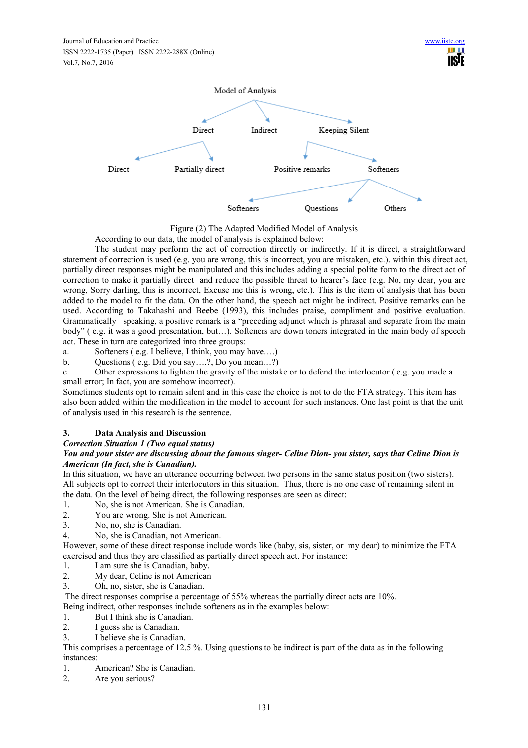Model of Analysis

Direct — Indirect — Keeping Silent

Direct — Partially direct — Positive remarks — Softeners

Softeners — Questions — Others

Figure (2) The Adapted Modified Model of Analysis

According to our data, the model of analysis is explained below:

The student may perform the act of correction directly or indirectly. If it is direct, a straightforward statement of correction is used (e.g. you are wrong, this is incorrect, you are mistaken, etc.). within this direct act, partially direct responses might be manipulated and this includes adding a special polite form to the direct act of correction to make it partially direct and reduce the possible threat to hearer's face (e.g. No, my dear, you are wrong, Sorry darling, this is incorrect, Excuse me this is wrong, etc.). This is the item of analysis that has been added to the model to fit the data. On the other hand, the speech act might be indirect. Positive remarks can be used. According to Takahashi and Beebe (1993), this includes praise, compliment and positive evaluation. Grammatically speaking, a positive remark is a "preceding adjunct which is phrasal and separate from the main body" ( e.g. it was a good presentation, but…). Softeners are down toners integrated in the main body of speech act. These in turn are categorized into three groups:

a. Softeners ( e.g. I believe, I think, you may have….)
b. Questions ( e.g. Did you say….?, Do you mean…?)
c. Other expressions to lighten the gravity of the mistake or to defend the interlocutor ( e.g. you made a small error; In fact, you are somehow incorrect).

Sometimes students opt to remain silent and in this case the choice is not to do the FTA strategy. This item has also been added within the modification in the model to account for such instances. One last point is that the unit of analysis used in this research is the sentence.

## 3. Data Analysis and Discussion

***Correction Situation 1 (Two equal status)***

***You and your sister are discussing about the famous singer- Celine Dion- you sister, says that Celine Dion is American (In fact, she is Canadian).***

In this situation, we have an utterance occurring between two persons in the same status position (two sisters). All subjects opt to correct their interlocutors in this situation. Thus, there is no one case of remaining silent in the data. On the level of being direct, the following responses are seen as direct:

1. No, she is not American. She is Canadian.
2. You are wrong. She is not American.
3. No, no, she is Canadian.
4. No, she is Canadian, not American.

However, some of these direct response include words like (baby, sis, sister, or my dear) to minimize the FTA exercised and thus they are classified as partially direct speech act. For instance:

1. I am sure she is Canadian, baby.
2. My dear, Celine is not American
3. Oh, no, sister, she is Canadian.

The direct responses comprise a percentage of 55% whereas the partially direct acts are 10%.

Being indirect, other responses include softeners as in the examples below:

1. But I think she is Canadian.
2. I guess she is Canadian.
3. I believe she is Canadian.

This comprises a percentage of 12.5 %. Using questions to be indirect is part of the data as in the following instances:

1. American? She is Canadian.
2. Are you serious?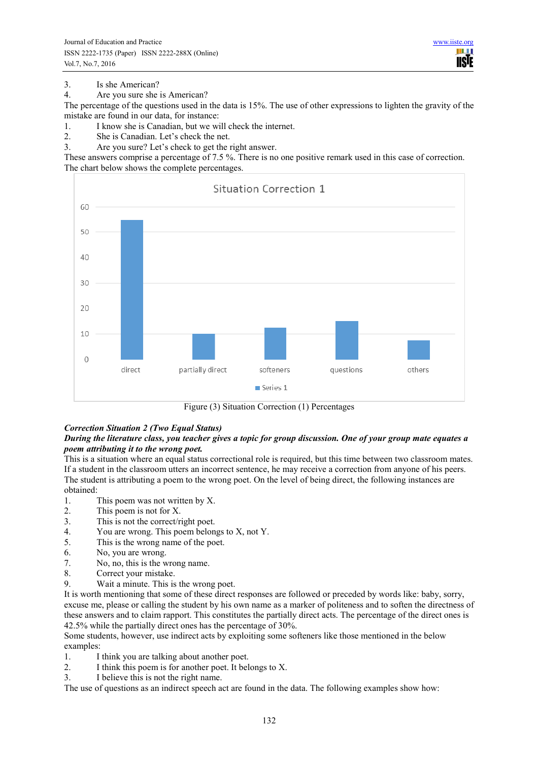3. Is she American?
4. Are you sure she is American?

The percentage of the questions used in the data is 15%. The use of other expressions to lighten the gravity of the mistake are found in our data, for instance:

1. I know she is Canadian, but we will check the internet.
2. She is Canadian. Let's check the net.
3. Are you sure? Let's check to get the right answer.

These answers comprise a percentage of 7.5 %. There is no one positive remark used in this case of correction. The chart below shows the complete percentages.

Figure (3) Situation Correction (1) Percentages

***Correction Situation 2 (Two Equal Status)***

***During the literature class, you teacher gives a topic for group discussion. One of your group mate equates a poem attributing it to the wrong poet.***

This is a situation where an equal status correctional role is required, but this time between two classroom mates. If a student in the classroom utters an incorrect sentence, he may receive a correction from anyone of his peers. The student is attributing a poem to the wrong poet. On the level of being direct, the following instances are obtained:

1. This poem was not written by X.
2. This poem is not for X.
3. This is not the correct/right poet.
4. You are wrong. This poem belongs to X, not Y.
5. This is the wrong name of the poet.
6. No, you are wrong.
7. No, no, this is the wrong name.
8. Correct your mistake.
9. Wait a minute. This is the wrong poet.

It is worth mentioning that some of these direct responses are followed or preceded by words like: baby, sorry, excuse me, please or calling the student by his own name as a marker of politeness and to soften the directness of these answers and to claim rapport. This constitutes the partially direct acts. The percentage of the direct ones is 42.5% while the partially direct ones has the percentage of 30%.

Some students, however, use indirect acts by exploiting some softeners like those mentioned in the below examples:

1. I think you are talking about another poet.
2. I think this poem is for another poet. It belongs to X.
3. I believe this is not the right name.

The use of questions as an indirect speech act are found in the data. The following examples show how: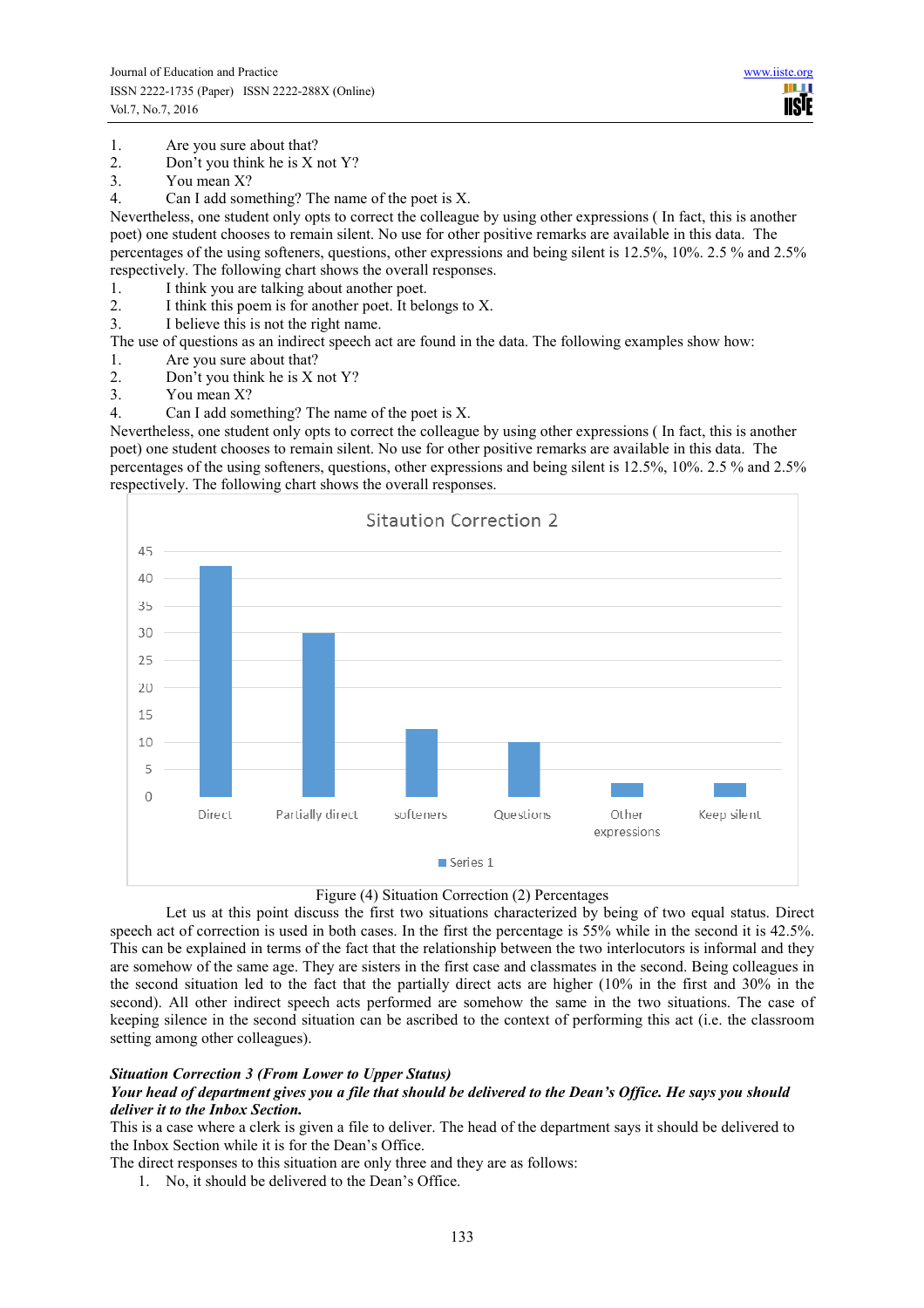1. Are you sure about that?
2. Don't you think he is X not Y?
3. You mean X?
4. Can I add something? The name of the poet is X.

Nevertheless, one student only opts to correct the colleague by using other expressions ( In fact, this is another poet) one student chooses to remain silent. No use for other positive remarks are available in this data. The percentages of the using softeners, questions, other expressions and being silent is 12.5%, 10%. 2.5 % and 2.5% respectively. The following chart shows the overall responses.

1. I think you are talking about another poet.
2. I think this poem is for another poet. It belongs to X.
3. I believe this is not the right name.

The use of questions as an indirect speech act are found in the data. The following examples show how:

1. Are you sure about that?
2. Don't you think he is X not Y?
3. You mean X?
4. Can I add something? The name of the poet is X.

Nevertheless, one student only opts to correct the colleague by using other expressions ( In fact, this is another poet) one student chooses to remain silent. No use for other positive remarks are available in this data. The percentages of the using softeners, questions, other expressions and being silent is 12.5%, 10%. 2.5 % and 2.5% respectively. The following chart shows the overall responses.

Sitaution Correction 2

| | Series 1 |
|---|---|
| Direct | 42.5 |
| Partially direct | 30 |
| softeners | 12.5 |
| Questions | 10 |
| Other expressions | 2.5 |
| Keep silent | 2.5 |

Figure (4) Situation Correction (2) Percentages

Let us at this point discuss the first two situations characterized by being of two equal status. Direct speech act of correction is used in both cases. In the first the percentage is 55% while in the second it is 42.5%. This can be explained in terms of the fact that the relationship between the two interlocutors is informal and they are somehow of the same age. They are sisters in the first case and classmates in the second. Being colleagues in the second situation led to the fact that the partially direct acts are higher (10% in the first and 30% in the second). All other indirect speech acts performed are somehow the same in the two situations. The case of keeping silence in the second situation can be ascribed to the context of performing this act (i.e. the classroom setting among other colleagues).

***Situation Correction 3 (From Lower to Upper Status)***

***Your head of department gives you a file that should be delivered to the Dean's Office. He says you should deliver it to the Inbox Section.***

This is a case where a clerk is given a file to deliver. The head of the department says it should be delivered to the Inbox Section while it is for the Dean's Office.

The direct responses to this situation are only three and they are as follows:

1. No, it should be delivered to the Dean's Office.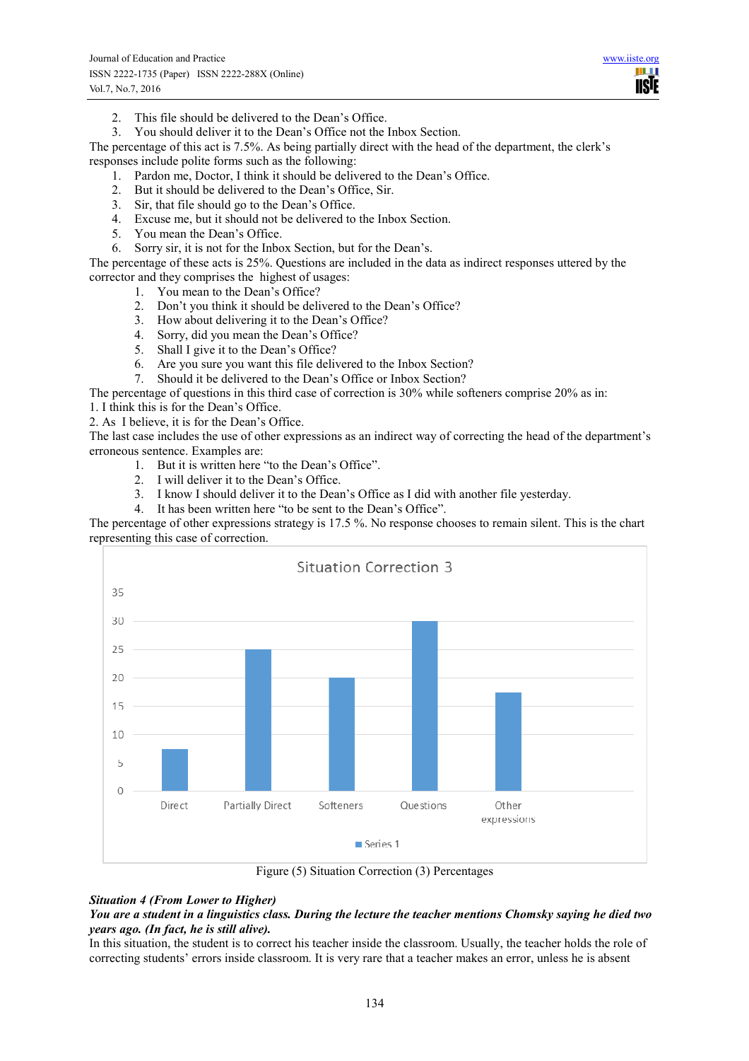2. This file should be delivered to the Dean's Office.
3. You should deliver it to the Dean's Office not the Inbox Section.

The percentage of this act is 7.5%. As being partially direct with the head of the department, the clerk's responses include polite forms such as the following:

1. Pardon me, Doctor, I think it should be delivered to the Dean's Office.
2. But it should be delivered to the Dean's Office, Sir.
3. Sir, that file should go to the Dean's Office.
4. Excuse me, but it should not be delivered to the Inbox Section.
5. You mean the Dean's Office.
6. Sorry sir, it is not for the Inbox Section, but for the Dean's.

The percentage of these acts is 25%. Questions are included in the data as indirect responses uttered by the corrector and they comprises the highest of usages:

1. You mean to the Dean's Office?
2. Don't you think it should be delivered to the Dean's Office?
3. How about delivering it to the Dean's Office?
4. Sorry, did you mean the Dean's Office?
5. Shall I give it to the Dean's Office?
6. Are you sure you want this file delivered to the Inbox Section?
7. Should it be delivered to the Dean's Office or Inbox Section?

The percentage of questions in this third case of correction is 30% while softeners comprise 20% as in:

1. I think this is for the Dean's Office.
2. As I believe, it is for the Dean's Office.

The last case includes the use of other expressions as an indirect way of correcting the head of the department's erroneous sentence. Examples are:

1. But it is written here "to the Dean's Office".
2. I will deliver it to the Dean's Office.
3. I know I should deliver it to the Dean's Office as I did with another file yesterday.
4. It has been written here "to be sent to the Dean's Office".

The percentage of other expressions strategy is 17.5 %. No response chooses to remain silent. This is the chart representing this case of correction.

Figure (5) Situation Correction (3) Percentages

***Situation 4 (From Lower to Higher)***

***You are a student in a linguistics class. During the lecture the teacher mentions Chomsky saying he died two years ago. (In fact, he is still alive).***

In this situation, the student is to correct his teacher inside the classroom. Usually, the teacher holds the role of correcting students' errors inside classroom. It is very rare that a teacher makes an error, unless he is absent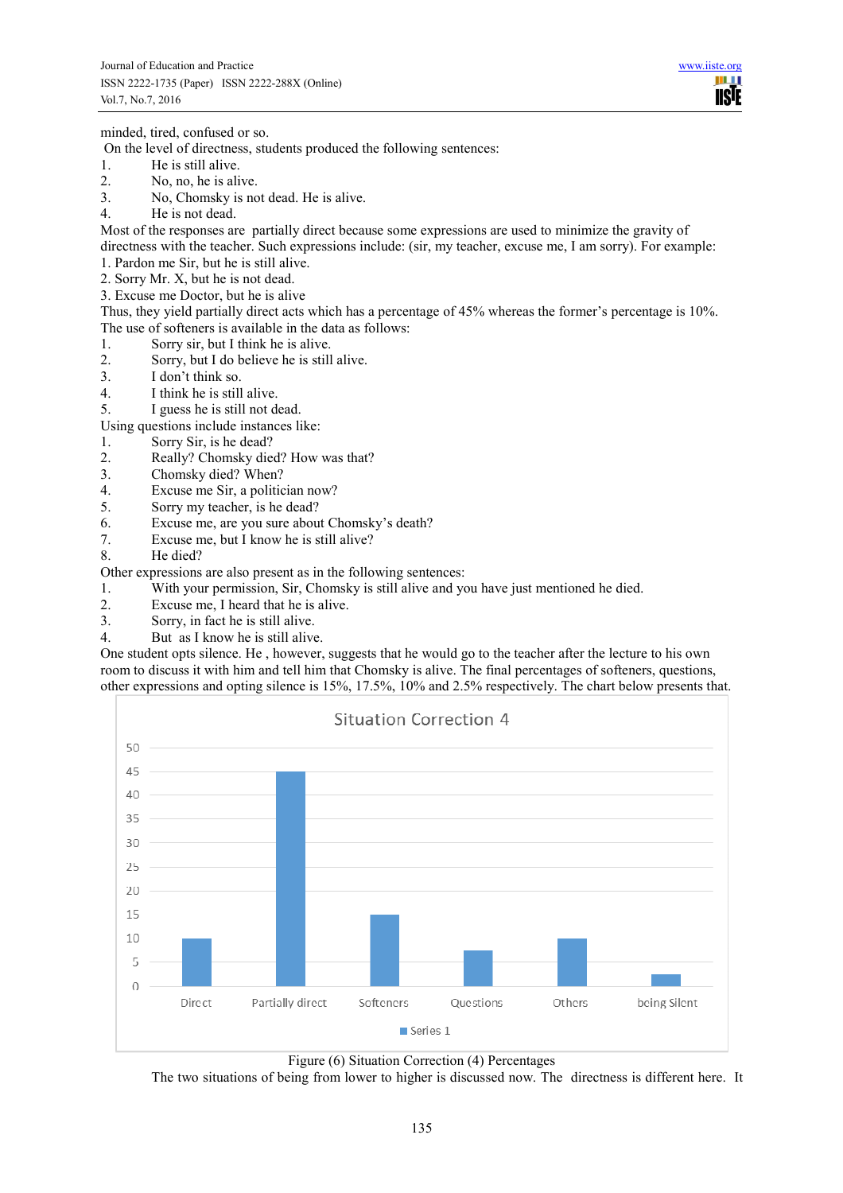minded, tired, confused or so.

On the level of directness, students produced the following sentences:

1. He is still alive.
2. No, no, he is alive.
3. No, Chomsky is not dead. He is alive.
4. He is not dead.

Most of the responses are partially direct because some expressions are used to minimize the gravity of directness with the teacher. Such expressions include: (sir, my teacher, excuse me, I am sorry). For example:

1. Pardon me Sir, but he is still alive.
2. Sorry Mr. X, but he is not dead.
3. Excuse me Doctor, but he is alive

Thus, they yield partially direct acts which has a percentage of 45% whereas the former's percentage is 10%.

The use of softeners is available in the data as follows:

1. Sorry sir, but I think he is alive.
2. Sorry, but I do believe he is still alive.
3. I don't think so.
4. I think he is still alive.
5. I guess he is still not dead.

Using questions include instances like:

1. Sorry Sir, is he dead?
2. Really? Chomsky died? How was that?
3. Chomsky died? When?
4. Excuse me Sir, a politician now?
5. Sorry my teacher, is he dead?
6. Excuse me, are you sure about Chomsky's death?
7. Excuse me, but I know he is still alive?
8. He died?

Other expressions are also present as in the following sentences:

1. With your permission, Sir, Chomsky is still alive and you have just mentioned he died.
2. Excuse me, I heard that he is alive.
3. Sorry, in fact he is still alive.
4. But as I know he is still alive.

One student opts silence. He , however, suggests that he would go to the teacher after the lecture to his own room to discuss it with him and tell him that Chomsky is alive. The final percentages of softeners, questions, other expressions and opting silence is 15%, 17.5%, 10% and 2.5% respectively. The chart below presents that.

Situation Correction 4

| Category | Series 1 |
|---|---|
| Direct | 10 |
| Partially direct | 45 |
| Softeners | 15 |
| Questions | 7.5 |
| Others | 10 |
| being Silent | 2.5 |

Figure (6) Situation Correction (4) Percentages

The two situations of being from lower to higher is discussed now. The directness is different here. It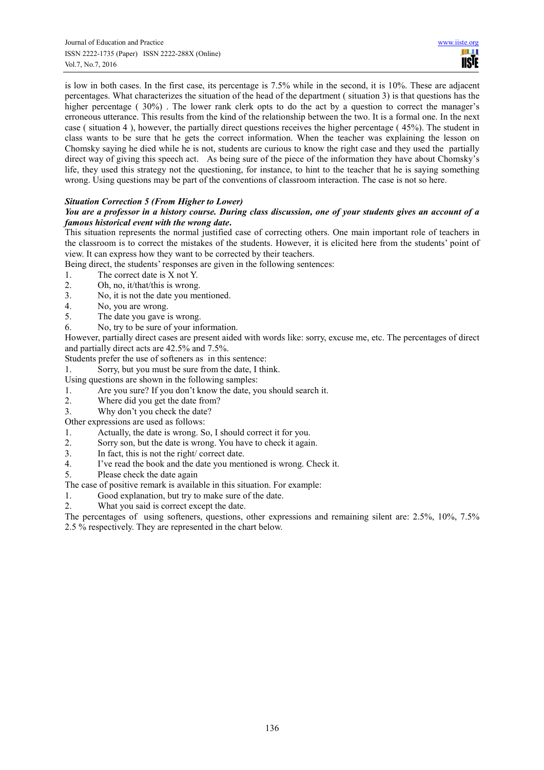is low in both cases. In the first case, its percentage is 7.5% while in the second, it is 10%. These are adjacent percentages. What characterizes the situation of the head of the department ( situation 3) is that questions has the higher percentage ( 30%) . The lower rank clerk opts to do the act by a question to correct the manager's erroneous utterance. This results from the kind of the relationship between the two. It is a formal one. In the next case ( situation 4 ), however, the partially direct questions receives the higher percentage ( 45%). The student in class wants to be sure that he gets the correct information. When the teacher was explaining the lesson on Chomsky saying he died while he is not, students are curious to know the right case and they used the partially direct way of giving this speech act. As being sure of the piece of the information they have about Chomsky's life, they used this strategy not the questioning, for instance, to hint to the teacher that he is saying something wrong. Using questions may be part of the conventions of classroom interaction. The case is not so here.

***Situation Correction 5 (From Higher to Lower)***

***You are a professor in a history course. During class discussion, one of your students gives an account of a famous historical event with the wrong date.***

This situation represents the normal justified case of correcting others. One main important role of teachers in the classroom is to correct the mistakes of the students. However, it is elicited here from the students' point of view. It can express how they want to be corrected by their teachers.

Being direct, the students' responses are given in the following sentences:

1. The correct date is X not Y.
2. Oh, no, it/that/this is wrong.
3. No, it is not the date you mentioned.
4. No, you are wrong.
5. The date you gave is wrong.
6. No, try to be sure of your information.

However, partially direct cases are present aided with words like: sorry, excuse me, etc. The percentages of direct and partially direct acts are 42.5% and 7.5%.

Students prefer the use of softeners as in this sentence:

1. Sorry, but you must be sure from the date, I think.

Using questions are shown in the following samples:

1. Are you sure? If you don't know the date, you should search it.
2. Where did you get the date from?
3. Why don't you check the date?

Other expressions are used as follows:

1. Actually, the date is wrong. So, I should correct it for you.
2. Sorry son, but the date is wrong. You have to check it again.
3. In fact, this is not the right/ correct date.
4. I've read the book and the date you mentioned is wrong. Check it.
5. Please check the date again

The case of positive remark is available in this situation. For example:

1. Good explanation, but try to make sure of the date.
2. What you said is correct except the date.

The percentages of using softeners, questions, other expressions and remaining silent are: 2.5%, 10%, 7.5% 2.5 % respectively. They are represented in the chart below.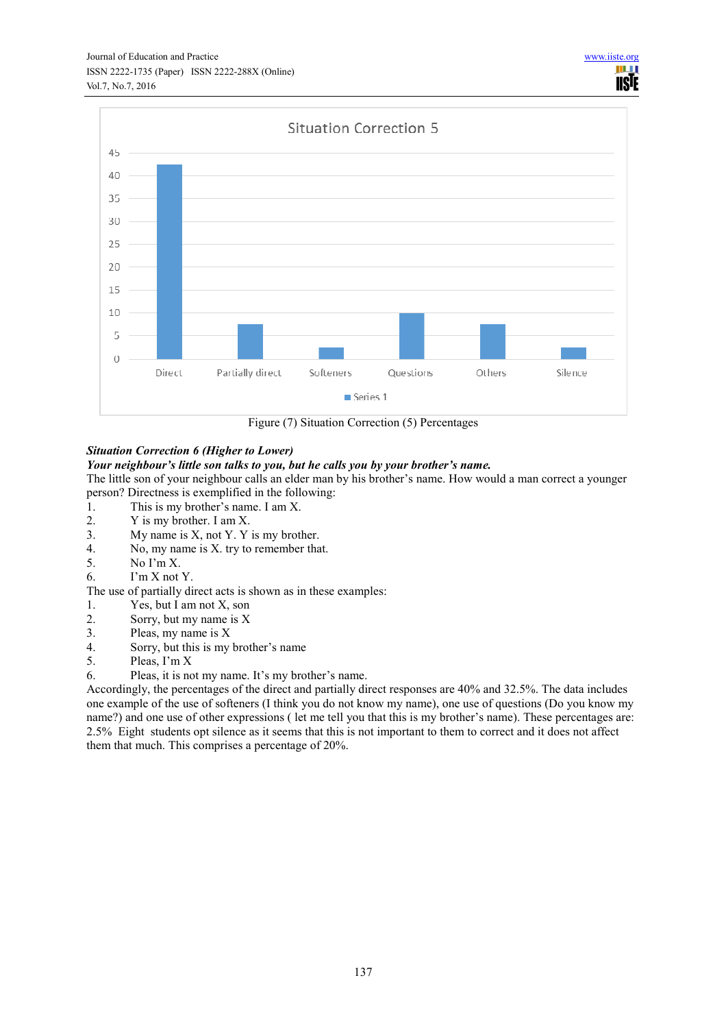Figure (7) Situation Correction (5) Percentages

***Situation Correction 6 (Higher to Lower)***

***Your neighbour's little son talks to you, but he calls you by your brother's name.***

The little son of your neighbour calls an elder man by his brother's name. How would a man correct a younger person? Directness is exemplified in the following:

1. This is my brother's name. I am X.
2. Y is my brother. I am X.
3. My name is X, not Y. Y is my brother.
4. No, my name is X. try to remember that.
5. No I'm X.
6. I'm X not Y.

The use of partially direct acts is shown as in these examples:

1. Yes, but I am not X, son
2. Sorry, but my name is X
3. Pleas, my name is X
4. Sorry, but this is my brother's name
5. Pleas, I'm X
6. Pleas, it is not my name. It's my brother's name.

Accordingly, the percentages of the direct and partially direct responses are 40% and 32.5%. The data includes one example of the use of softeners (I think you do not know my name), one use of questions (Do you know my name?) and one use of other expressions ( let me tell you that this is my brother's name). These percentages are: 2.5% Eight students opt silence as it seems that this is not important to them to correct and it does not affect them that much. This comprises a percentage of 20%.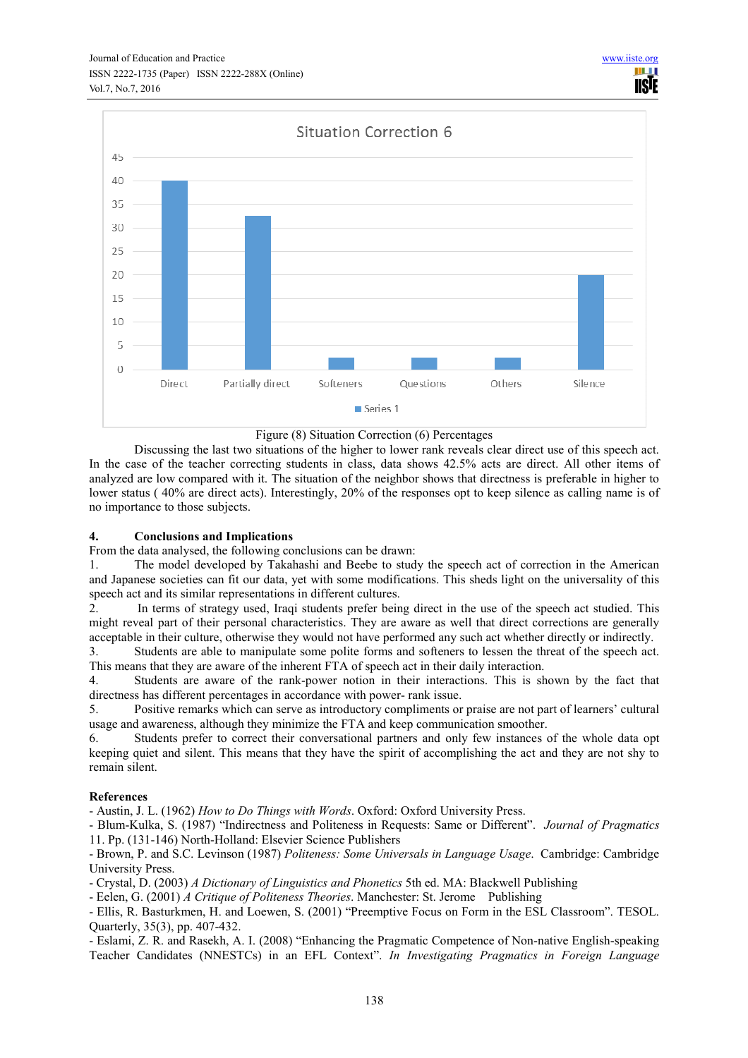Figure (8) Situation Correction (6) Percentages

Discussing the last two situations of the higher to lower rank reveals clear direct use of this speech act. In the case of the teacher correcting students in class, data shows 42.5% acts are direct. All other items of analyzed are low compared with it. The situation of the neighbor shows that directness is preferable in higher to lower status ( 40% are direct acts). Interestingly, 20% of the responses opt to keep silence as calling name is of no importance to those subjects.

## 4. Conclusions and Implications

From the data analysed, the following conclusions can be drawn:

1. The model developed by Takahashi and Beebe to study the speech act of correction in the American and Japanese societies can fit our data, yet with some modifications. This sheds light on the universality of this speech act and its similar representations in different cultures.
2. In terms of strategy used, Iraqi students prefer being direct in the use of the speech act studied. This might reveal part of their personal characteristics. They are aware as well that direct corrections are generally acceptable in their culture, otherwise they would not have performed any such act whether directly or indirectly.
3. Students are able to manipulate some polite forms and softeners to lessen the threat of the speech act. This means that they are aware of the inherent FTA of speech act in their daily interaction.
4. Students are aware of the rank-power notion in their interactions. This is shown by the fact that directness has different percentages in accordance with power- rank issue.
5. Positive remarks which can serve as introductory compliments or praise are not part of learners' cultural usage and awareness, although they minimize the FTA and keep communication smoother.
6. Students prefer to correct their conversational partners and only few instances of the whole data opt keeping quiet and silent. This means that they have the spirit of accomplishing the act and they are not shy to remain silent.

## References

- Austin, J. L. (1962) *How to Do Things with Words*. Oxford: Oxford University Press.
- Blum-Kulka, S. (1987) "Indirectness and Politeness in Requests: Same or Different". *Journal of Pragmatics* 11. Pp. (131-146) North-Holland: Elsevier Science Publishers
- Brown, P. and S.C. Levinson (1987) *Politeness: Some Universals in Language Usage*. Cambridge: Cambridge University Press.
- Crystal, D. (2003) *A Dictionary of Linguistics and Phonetics* 5th ed. MA: Blackwell Publishing
- Eelen, G. (2001) *A Critique of Politeness Theories*. Manchester: St. Jerome Publishing
- Ellis, R. Basturkmen, H. and Loewen, S. (2001) "Preemptive Focus on Form in the ESL Classroom". TESOL. Quarterly, 35(3), pp. 407-432.
- Eslami, Z. R. and Rasekh, A. I. (2008) "Enhancing the Pragmatic Competence of Non-native English-speaking Teacher Candidates (NNESTCs) in an EFL Context". *In Investigating Pragmatics in Foreign Language*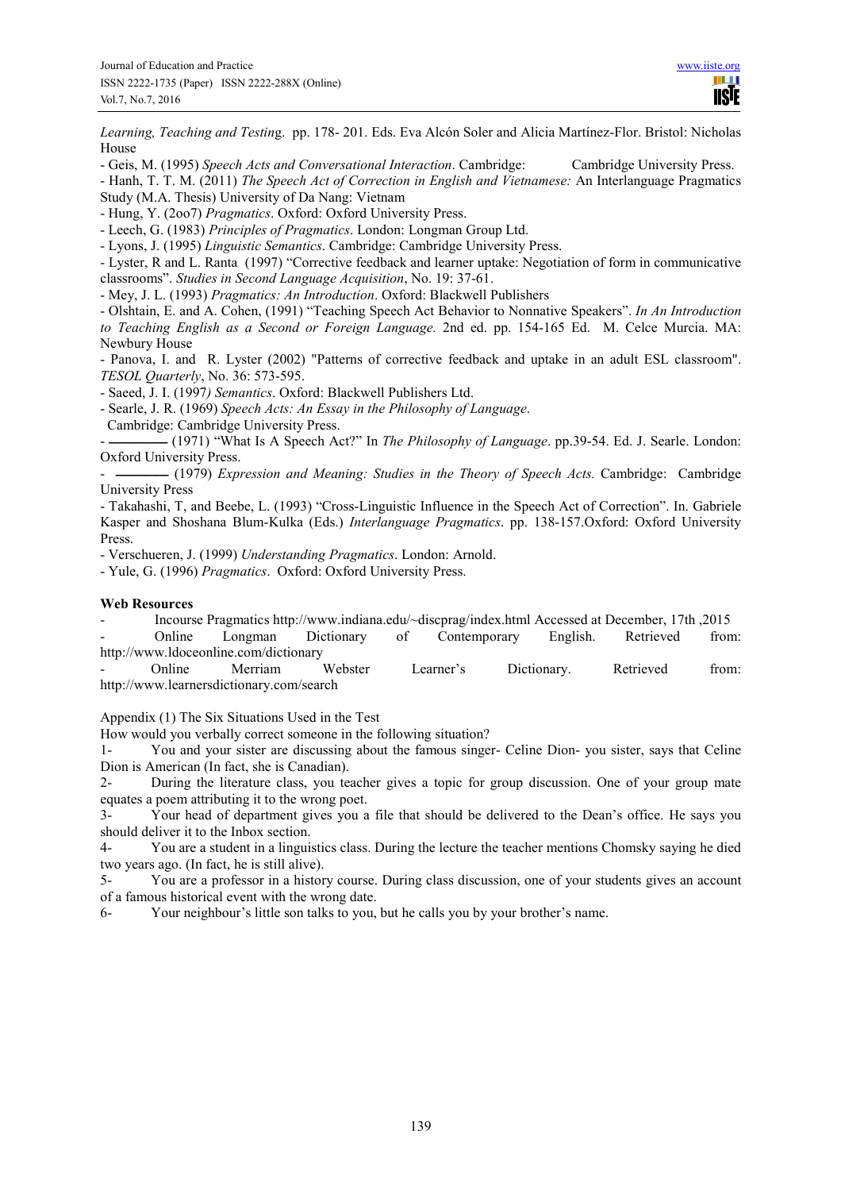*Learning, Teaching and Testin*g. pp. 178- 201. Eds. Eva Alcón Soler and Alicia Martínez-Flor. Bristol: Nicholas House

- Geis, M. (1995) *Speech Acts and Conversational Interaction*. Cambridge: Cambridge University Press.
- Hanh, T. T. M. (2011) *The Speech Act of Correction in English and Vietnamese:* An Interlanguage Pragmatics Study (M.A. Thesis) University of Da Nang: Vietnam
- Hung, Y. (2oo7) *Pragmatics.* Oxford: Oxford University Press.
- Leech, G. (1983) *Principles of Pragmatics*. London: Longman Group Ltd.
- Lyons, J. (1995) *Linguistic Semantics*. Cambridge: Cambridge University Press.
- Lyster, R and L. Ranta (1997) "Corrective feedback and learner uptake: Negotiation of form in communicative classrooms". *Studies in Second Language Acquisition*, No. 19: 37-61.
- Mey, J. L. (1993) *Pragmatics: An Introduction*. Oxford: Blackwell Publishers
- Olshtain, E. and A. Cohen, (1991) "Teaching Speech Act Behavior to Nonnative Speakers". *In An Introduction to Teaching English as a Second or Foreign Language.* 2nd ed. pp. 154-165 Ed. M. Celce Murcia. MA: Newbury House
- Panova, I. and R. Lyster (2002) "Patterns of corrective feedback and uptake in an adult ESL classroom". *TESOL Quarterly*, No. 36: 573-595.
- Saeed, J. I. (1997*) Semantics*. Oxford: Blackwell Publishers Ltd.
- Searle, J. R. (1969) *Speech Acts: An Essay in the Philosophy of Language*. Cambridge: Cambridge University Press.
- ———— (1971) "What Is A Speech Act?" In *The Philosophy of Language*. pp.39-54. Ed. J. Searle. London: Oxford University Press.
- ———— (1979) *Expression and Meaning: Studies in the Theory of Speech Acts.* Cambridge: Cambridge University Press
- Takahashi, T, and Beebe, L. (1993) "Cross-Linguistic Influence in the Speech Act of Correction". In. Gabriele Kasper and Shoshana Blum-Kulka (Eds.) *Interlanguage Pragmatics*. pp. 138-157.Oxford: Oxford University Press.
- Verschueren, J. (1999) *Understanding Pragmatics*. London: Arnold.
- Yule, G. (1996) *Pragmatics*. Oxford: Oxford University Press.

**Web Resources**

- Incourse Pragmatics http://www.indiana.edu/~discprag/index.html Accessed at December, 17th ,2015
- Online Longman Dictionary of Contemporary English. Retrieved from: http://www.ldoceonline.com/dictionary
- Online Merriam Webster Learner's Dictionary. Retrieved from: http://www.learnersdictionary.com/search

Appendix (1) The Six Situations Used in the Test

How would you verbally correct someone in the following situation?

1- You and your sister are discussing about the famous singer- Celine Dion- you sister, says that Celine Dion is American (In fact, she is Canadian).

2- During the literature class, you teacher gives a topic for group discussion. One of your group mate equates a poem attributing it to the wrong poet.

3- Your head of department gives you a file that should be delivered to the Dean's office. He says you should deliver it to the Inbox section.

4- You are a student in a linguistics class. During the lecture the teacher mentions Chomsky saying he died two years ago. (In fact, he is still alive).

5- You are a professor in a history course. During class discussion, one of your students gives an account of a famous historical event with the wrong date.

6- Your neighbour's little son talks to you, but he calls you by your brother's name.